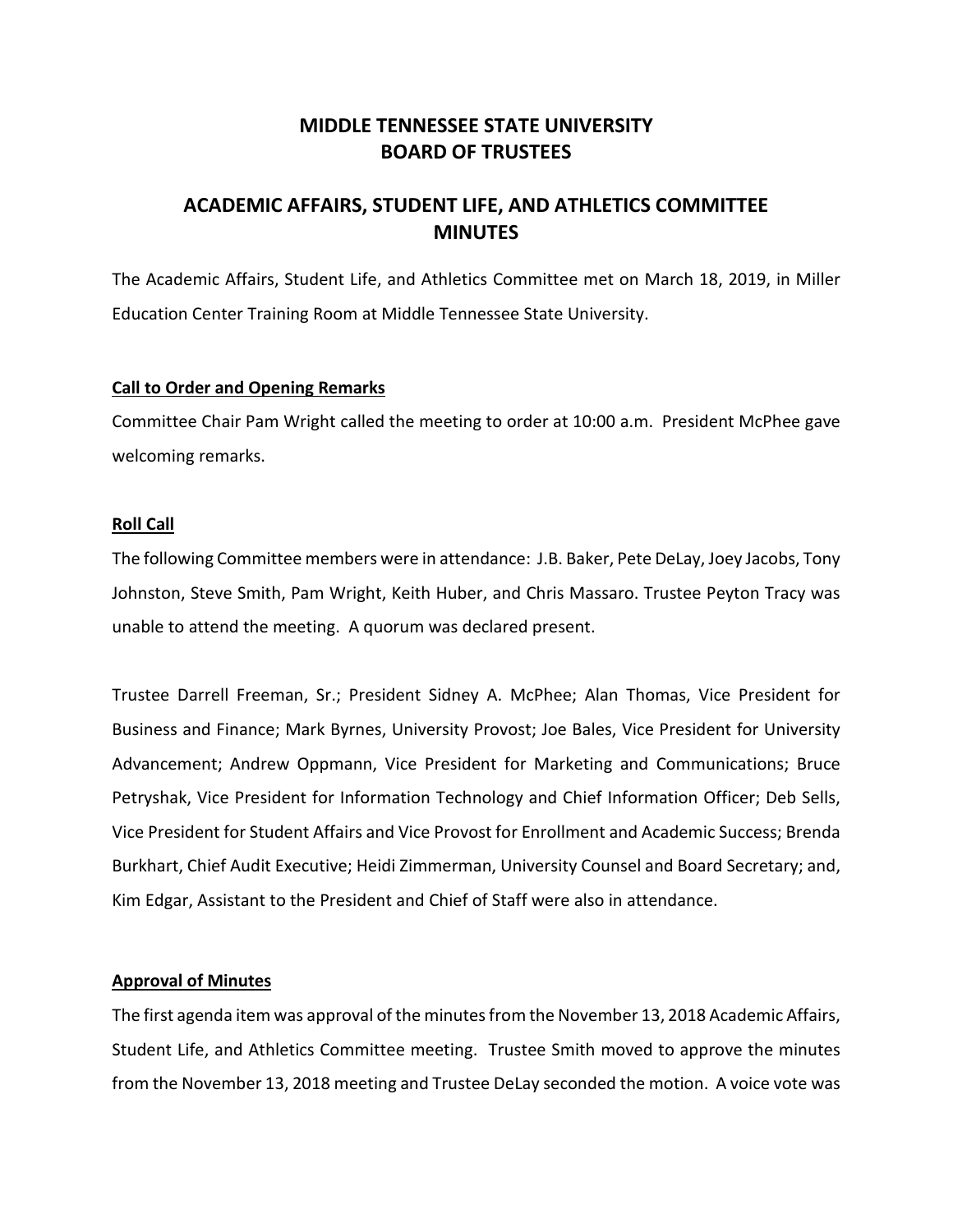# MIDDLE TENNESSEE STATE UNIVERSITY
# BOARD OF TRUSTEES

## ACADEMIC AFFAIRS, STUDENT LIFE, AND ATHLETICS COMMITTEE MINUTES

The Academic Affairs, Student Life, and Athletics Committee met on March 18, 2019, in Miller Education Center Training Room at Middle Tennessee State University.

### Call to Order and Opening Remarks

Committee Chair Pam Wright called the meeting to order at 10:00 a.m. President McPhee gave welcoming remarks.

### Roll Call

The following Committee members were in attendance: J.B. Baker, Pete DeLay, Joey Jacobs, Tony Johnston, Steve Smith, Pam Wright, Keith Huber, and Chris Massaro. Trustee Peyton Tracy was unable to attend the meeting. A quorum was declared present.

Trustee Darrell Freeman, Sr.; President Sidney A. McPhee; Alan Thomas, Vice President for Business and Finance; Mark Byrnes, University Provost; Joe Bales, Vice President for University Advancement; Andrew Oppmann, Vice President for Marketing and Communications; Bruce Petryshak, Vice President for Information Technology and Chief Information Officer; Deb Sells, Vice President for Student Affairs and Vice Provost for Enrollment and Academic Success; Brenda Burkhart, Chief Audit Executive; Heidi Zimmerman, University Counsel and Board Secretary; and, Kim Edgar, Assistant to the President and Chief of Staff were also in attendance.

### Approval of Minutes

The first agenda item was approval of the minutes from the November 13, 2018 Academic Affairs, Student Life, and Athletics Committee meeting. Trustee Smith moved to approve the minutes from the November 13, 2018 meeting and Trustee DeLay seconded the motion. A voice vote was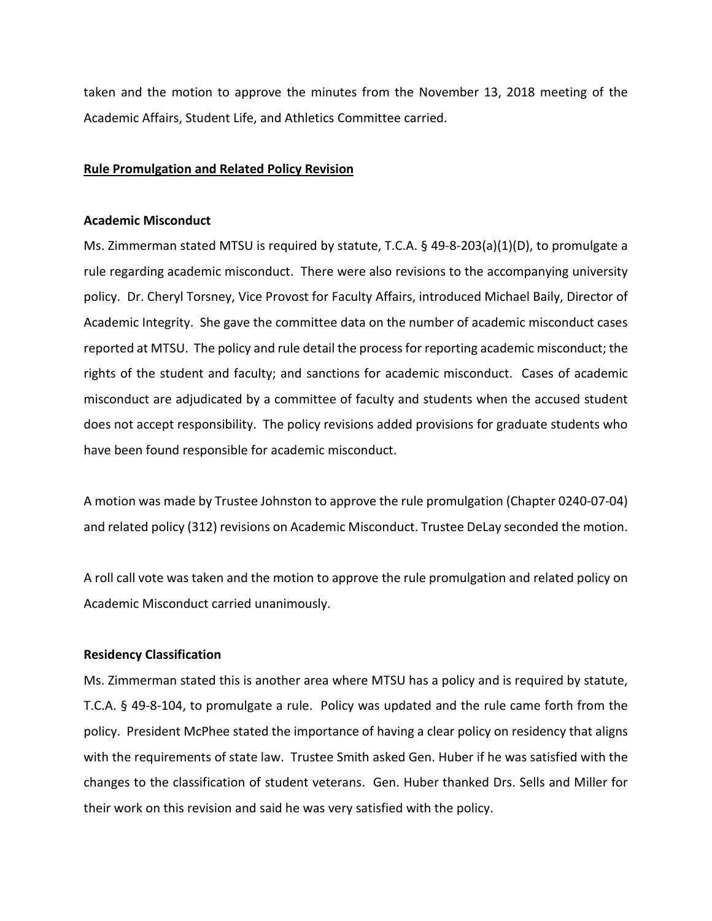taken and the motion to approve the minutes from the November 13, 2018 meeting of the Academic Affairs, Student Life, and Athletics Committee carried.

## Rule Promulgation and Related Policy Revision

### Academic Misconduct

Ms. Zimmerman stated MTSU is required by statute, T.C.A. § 49-8-203(a)(1)(D), to promulgate a rule regarding academic misconduct. There were also revisions to the accompanying university policy. Dr. Cheryl Torsney, Vice Provost for Faculty Affairs, introduced Michael Baily, Director of Academic Integrity. She gave the committee data on the number of academic misconduct cases reported at MTSU. The policy and rule detail the process for reporting academic misconduct; the rights of the student and faculty; and sanctions for academic misconduct. Cases of academic misconduct are adjudicated by a committee of faculty and students when the accused student does not accept responsibility. The policy revisions added provisions for graduate students who have been found responsible for academic misconduct.

A motion was made by Trustee Johnston to approve the rule promulgation (Chapter 0240-07-04) and related policy (312) revisions on Academic Misconduct. Trustee DeLay seconded the motion.

A roll call vote was taken and the motion to approve the rule promulgation and related policy on Academic Misconduct carried unanimously.

### Residency Classification

Ms. Zimmerman stated this is another area where MTSU has a policy and is required by statute, T.C.A. § 49-8-104, to promulgate a rule. Policy was updated and the rule came forth from the policy. President McPhee stated the importance of having a clear policy on residency that aligns with the requirements of state law. Trustee Smith asked Gen. Huber if he was satisfied with the changes to the classification of student veterans. Gen. Huber thanked Drs. Sells and Miller for their work on this revision and said he was very satisfied with the policy.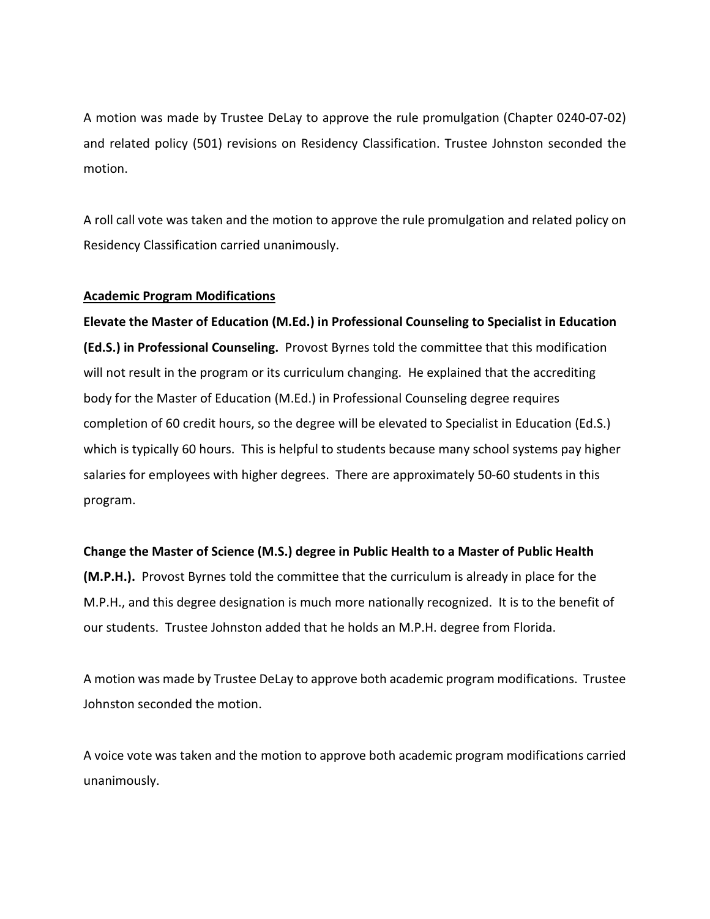A motion was made by Trustee DeLay to approve the rule promulgation (Chapter 0240-07-02) and related policy (501) revisions on Residency Classification. Trustee Johnston seconded the motion.

A roll call vote was taken and the motion to approve the rule promulgation and related policy on Residency Classification carried unanimously.

**Academic Program Modifications**

**Elevate the Master of Education (M.Ed.) in Professional Counseling to Specialist in Education (Ed.S.) in Professional Counseling.** Provost Byrnes told the committee that this modification will not result in the program or its curriculum changing. He explained that the accrediting body for the Master of Education (M.Ed.) in Professional Counseling degree requires completion of 60 credit hours, so the degree will be elevated to Specialist in Education (Ed.S.) which is typically 60 hours. This is helpful to students because many school systems pay higher salaries for employees with higher degrees. There are approximately 50-60 students in this program.

**Change the Master of Science (M.S.) degree in Public Health to a Master of Public Health (M.P.H.).** Provost Byrnes told the committee that the curriculum is already in place for the M.P.H., and this degree designation is much more nationally recognized. It is to the benefit of our students. Trustee Johnston added that he holds an M.P.H. degree from Florida.

A motion was made by Trustee DeLay to approve both academic program modifications. Trustee Johnston seconded the motion.

A voice vote was taken and the motion to approve both academic program modifications carried unanimously.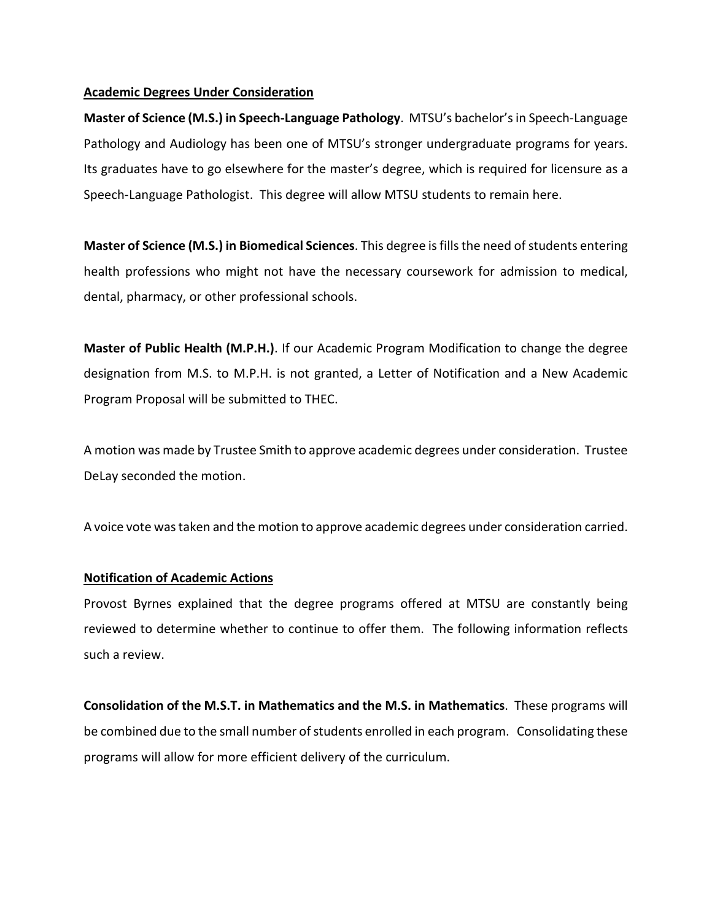**Academic Degrees Under Consideration**

**Master of Science (M.S.) in Speech-Language Pathology**. MTSU's bachelor's in Speech-Language Pathology and Audiology has been one of MTSU's stronger undergraduate programs for years. Its graduates have to go elsewhere for the master's degree, which is required for licensure as a Speech-Language Pathologist. This degree will allow MTSU students to remain here.

**Master of Science (M.S.) in Biomedical Sciences**. This degree is fills the need of students entering health professions who might not have the necessary coursework for admission to medical, dental, pharmacy, or other professional schools.

**Master of Public Health (M.P.H.)**. If our Academic Program Modification to change the degree designation from M.S. to M.P.H. is not granted, a Letter of Notification and a New Academic Program Proposal will be submitted to THEC.

A motion was made by Trustee Smith to approve academic degrees under consideration. Trustee DeLay seconded the motion.

A voice vote was taken and the motion to approve academic degrees under consideration carried.

**Notification of Academic Actions**

Provost Byrnes explained that the degree programs offered at MTSU are constantly being reviewed to determine whether to continue to offer them. The following information reflects such a review.

**Consolidation of the M.S.T. in Mathematics and the M.S. in Mathematics**. These programs will be combined due to the small number of students enrolled in each program. Consolidating these programs will allow for more efficient delivery of the curriculum.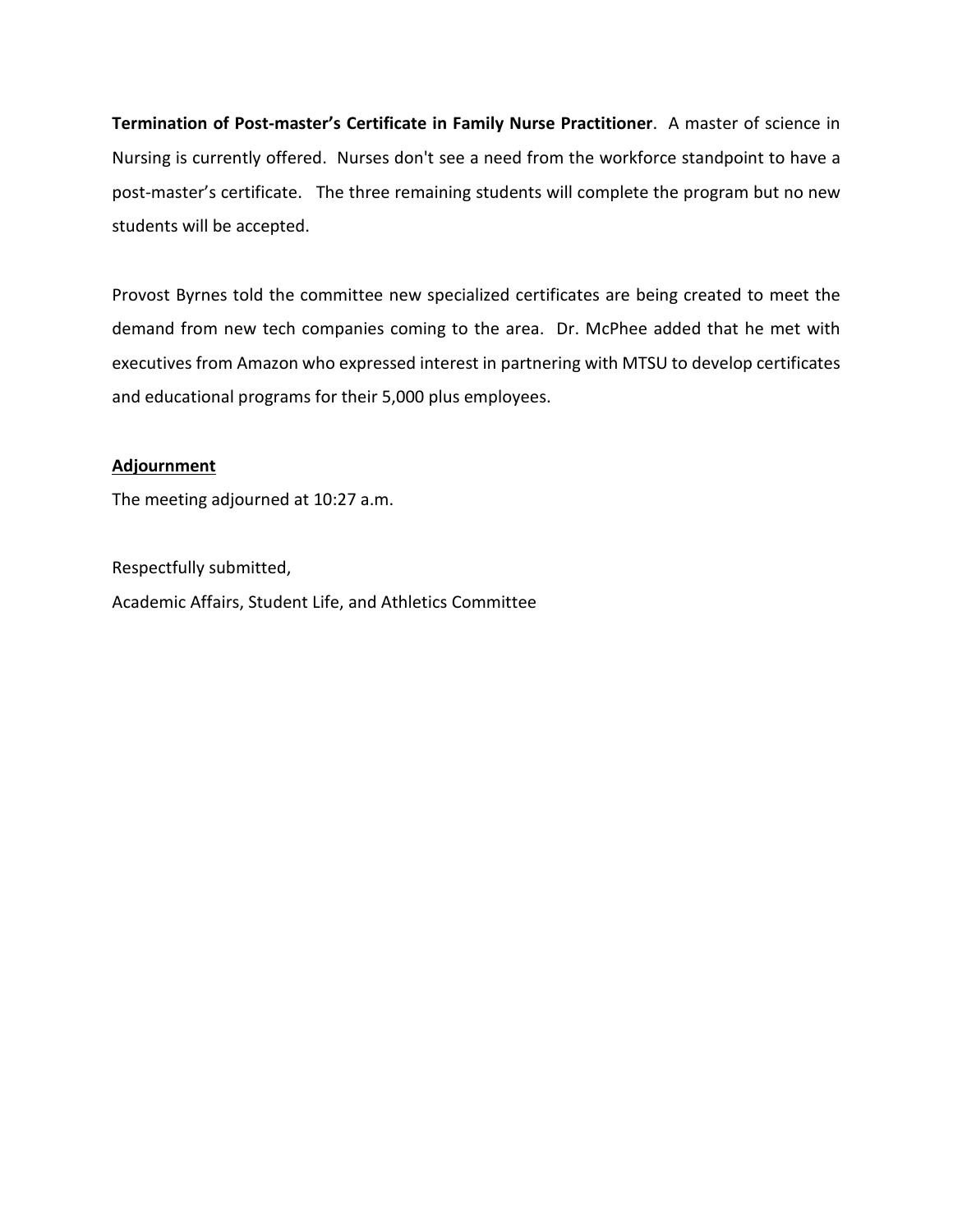**Termination of Post-master's Certificate in Family Nurse Practitioner**. A master of science in Nursing is currently offered. Nurses don't see a need from the workforce standpoint to have a post-master's certificate. The three remaining students will complete the program but no new students will be accepted.

Provost Byrnes told the committee new specialized certificates are being created to meet the demand from new tech companies coming to the area. Dr. McPhee added that he met with executives from Amazon who expressed interest in partnering with MTSU to develop certificates and educational programs for their 5,000 plus employees.

**<u>Adjournment</u>**

The meeting adjourned at 10:27 a.m.

Respectfully submitted,
Academic Affairs, Student Life, and Athletics Committee